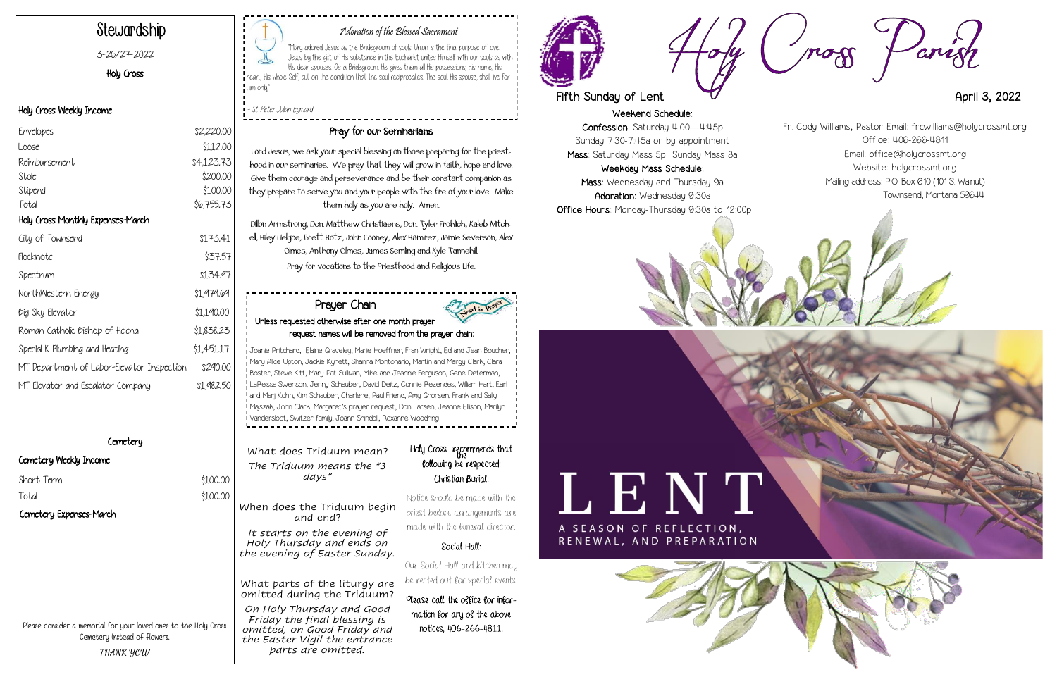# Stewardship

3-26/27-2022

Holy Cross

### Holy Cross Weekly Income

| | |
|---|---|
| Envelopes | $2,220.00 |
| Loose | $112.00 |
| Reimbursement | $4,123.73 |
| Stole | $200.00 |
| Stipend | $100.00 |
| Total | $6,755.73 |

### Holy Cross Monthly Expenses-March

| | |
|---|---|
| City of Townsend | $173.41 |
| Flocknote | $37.57 |
| Spectrum | $134.97 |
| NorthWestern Energy | $1,979.69 |
| Big Sky Elevator | $1,190.00 |
| Roman Catholic Bishop of Helena | $1,838.23 |
| Special K Plumbing and Heating | $1,451.17 |
| MT Department of Labor-Elevator Inspection | $290.00 |
| MT Elevator and Escalator Company | $1,982.50 |

## Cemetery

### Cemetery Weekly Income

| | |
|---|---|
| Short Term | $100.00 |
| Total | $100.00 |

### Cemetery Expenses-March

Please consider a memorial for your loved ones to the Holy Cross Cemetery instead of flowers.

*THANK YOU!*

### *Adoration of the Blessed Sacrament*

"Mary adored Jesus as the Bridegroom of souls. Union is the final purpose of love. Jesus by the gift of His substance in the Eucharist unites Himself with our souls as with His dear spouses. As a Bridegroom, He gives them all His possessions, His name, His heart, His whole Self; but on the condition that the soul reciprocates. The soul, His spouse, shall live for Him only."

*- St. Peter Julian Eymard*

### Pray for our Seminarians

Lord Jesus, we ask your special blessing on those preparing for the priesthood in our seminaries. We pray that they will grow in faith, hope and love. Give them courage and perseverance and be their constant companion as they prepare to serve you and your people with the fire of your love. Make them holy as you are holy. Amen.

Dillon Armstrong, Dcn. Matthew Christiaens, Dcn. Tyler Frohlich, Kaleb Mitchell, Riley Helgoe, Brett Rotz, John Cooney, Alex Ramirez, Jamie Severson, Alex Olmes, Anthony Olmes, James Semling and Kyle Tannehill.

Pray for vocations to the Priesthood and Religious Life.

### Prayer Chain

**Unless requested otherwise after one month prayer request names will be removed from the prayer chain.**

Joanie Pritchard, Elaine Graveley, Marie Hoeffner, Fran Wright, Ed and Jean Boucher, Mary Alice Upton, Jackie Kynett, Shanna Montonario, Martin and Margy Clark, Clara Boster, Steve Kitt, Mary Pat Sullivan, Mike and Jeannie Ferguson, Gene Determan, LaReissa Swenson, Jenny Schauber, David Deitz, Connie Rezendes, William Hart, Earl and Marj Kohn, Kim Schauber, Charlene, Paul Friend, Amy Ghorsen, Frank and Sally Majszak, John Clark, Margaret's prayer request, Don Larsen, Jeanne Ellison, Marilyn Vandersloot, Switzer family, Joann Shindoll, Roxanne Woodring

What does Triduum mean?

*The Triduum means the "3 days"*

When does the Triduum begin and end?

*It starts on the evening of Holy Thursday and ends on the evening of Easter Sunday.*

What parts of the liturgy are omitted during the Triduum?

*On Holy Thursday and Good Friday the final blessing is omitted, on Good Friday and the Easter Vigil the entrance parts are omitted.*

Holy Cross recommends that the following be respected:

**Christian Burial:**

Notice should be made with the priest before arrangements are made with the funeral director.

**Social Hall:**

Our Social Hall and kitchen may be rented out for special events.

Please call the office for information for any of the above notices, 406-266-4811.

# Holy Cross Parish

Fifth Sunday of Lent

April 3, 2022

**Weekend Schedule:**

**Confession**: Saturday 4:00—4:45p
Sunday 7:30-7:45a or by appointment

**Mass**: Saturday Mass 5p Sunday Mass 8a

**Weekday Mass Schedule:**

**Mass**: Wednesday and Thursday 9a

**Adoration**: Wednesday 9:30a

**Office Hours**: Monday-Thursday 9:30a to 12:00p

Fr. Cody Williams, Pastor Email: frcwilliams@holycrossmt.org
Office: 406-266-4811
Email: office@holycrossmt.org
Website: holycrossmt.org
Mailing address: P.O. Box 610 (101 S. Walnut)
Townsend, Montana 59644

# LENT

A SEASON OF REFLECTION, RENEWAL, AND PREPARATION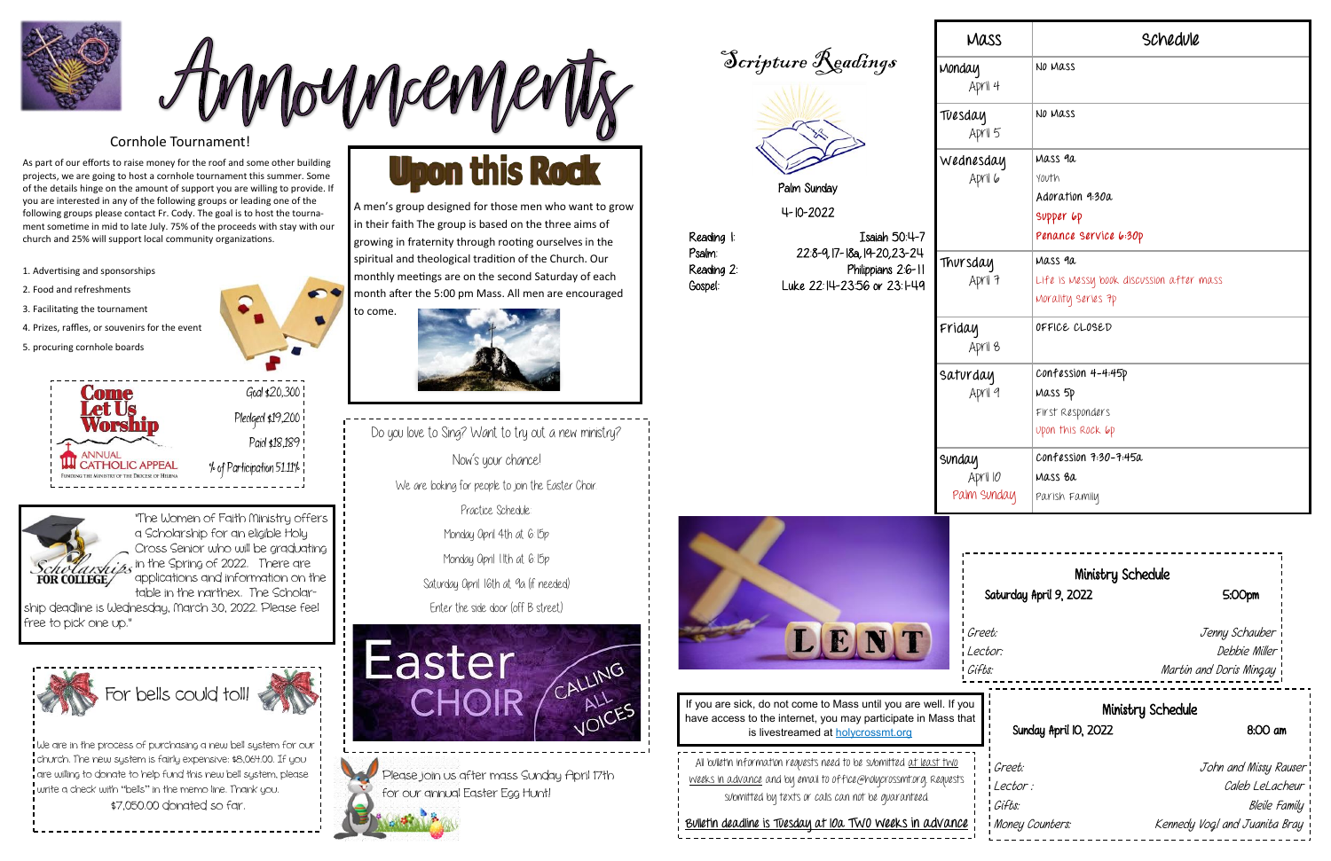# Announcements

## Cornhole Tournament!

As part of our efforts to raise money for the roof and some other building projects, we are going to host a cornhole tournament this summer. Some of the details hinge on the amount of support you are willing to provide. If you are interested in any of the following groups or leading one of the following groups please contact Fr. Cody. The goal is to host the tournament sometime in mid to late July. 75% of the proceeds with stay with our church and 25% will support local community organizations.

1. Advertising and sponsorships
2. Food and refreshments
3. Facilitating the tournament
4. Prizes, raffles, or souvenirs for the event
5. procuring cornhole boards

**Come Let Us Worship**
ANNUAL CATHOLIC APPEAL
FUNDING THE MINISTRY OF THE DIOCESE OF HELENA

Goal $20,300
Pledged $19,200
Paid $18,189
% of Participation 51.11%

"The Women of Faith Ministry offers a Scholarship for an eligible Holy Cross Senior who will be graduating in the Spring of 2022. There are applications and information on the table in the narthex. The Scholarship deadline is Wednesday, March 30, 2022. Please feel free to pick one up."

Scholarships FOR COLLEGE

## For bells could toll!

We are in the process of purchasing a new bell system for our church. The new system is fairly expensive: $8,064.00. If you are willing to donate to help fund this new bell system, please write a check with "bells" in the memo line. Thank you.
$7,050.00 donated so far.

## Upon this Rock

A men's group designed for those men who want to grow in their faith The group is based on the three aims of growing in fraternity through rooting ourselves in the spiritual and theological tradition of the Church. Our monthly meetings are on the second Saturday of each month after the 5:00 pm Mass. All men are encouraged to come.

Do you love to Sing? Want to try out a new ministry?

Now's your chance!

We are looking for people to join the Easter Choir.

Practice Schedule:

Monday April 4th at 6:15p

Monday April 11th at 6:15p

Saturday April 16th at 9a (if needed)

Enter the side door (off B street)

Easter CHOIR CALLING ALL VOICES

Please join us after mass Sunday April 17th for our annual Easter Egg Hunt!

## Scripture Readings

Palm Sunday

4-10-2022

| | |
|---|---|
| Reading 1: | Isaiah 50:4-7 |
| Psalm: | 22:8-9, 17-18a, 19-20, 23-24 |
| Reading 2: | Philippians 2:6-11 |
| Gospel: | Luke 22:14-23:56 or 23:1-49 |

LENT

If you are sick, do not come to Mass until you are well. If you have access to the internet, you may participate in Mass that is livestreamed at holycrossmt.org

All bulletin information requests need to be submitted at least two weeks in advance and by email to office@holycrossmt.org. Requests submitted by texts or calls can not be guaranteed.

Bulletin deadline is Tuesday at 10a TWO weeks in advance

| Mass | Schedule |
|---|---|
| Monday April 4 | No Mass |
| Tuesday April 5 | No Mass |
| Wednesday April 6 | Mass 9a<br>Youth<br>Adoration 9:30a<br>Supper 6p<br>Penance Service 6:30p |
| Thursday April 7 | Mass 9a<br>Life is Messy book discussion after mass<br>Morality Series 7p |
| Friday April 8 | OFFICE CLOSED |
| Saturday April 9 | Confession 4-4:45p<br>Mass 5p<br>First Responders<br>Upon this Rock 6p |
| Sunday April 10 Palm Sunday | Confession 7:30-7:45a<br>Mass 8a<br>Parish Family |

## Ministry Schedule

Saturday April 9, 2022 — 5:00pm

| | |
|---|---|
| Greet: | Jenny Schauber |
| Lector: | Debbie Miller |
| Gifts: | Martin and Doris Mingay |

## Ministry Schedule

Sunday April 10, 2022 — 8:00 am

| | |
|---|---|
| Greet: | John and Missy Rauser |
| Lector : | Caleb LeLacheur |
| Gifts: | Bleile Family |
| Money Counters: | Kennedy Vogl and Juanita Bray |